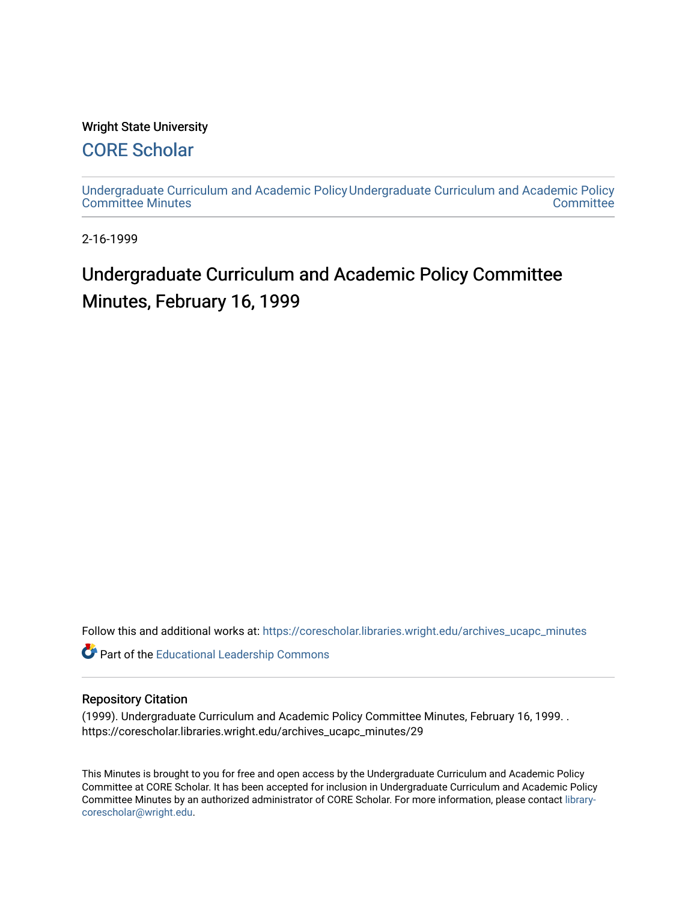Wright State University

# CORE Scholar

Undergraduate Curriculum and Academic Policy Committee Minutes

Undergraduate Curriculum and Academic Policy Committee

2-16-1999

# Undergraduate Curriculum and Academic Policy Committee Minutes, February 16, 1999

Follow this and additional works at: https://corescholar.libraries.wright.edu/archives_ucapc_minutes

Part of the Educational Leadership Commons

## Repository Citation

(1999). Undergraduate Curriculum and Academic Policy Committee Minutes, February 16, 1999. . https://corescholar.libraries.wright.edu/archives_ucapc_minutes/29

This Minutes is brought to you for free and open access by the Undergraduate Curriculum and Academic Policy Committee at CORE Scholar. It has been accepted for inclusion in Undergraduate Curriculum and Academic Policy Committee Minutes by an authorized administrator of CORE Scholar. For more information, please contact library-corescholar@wright.edu.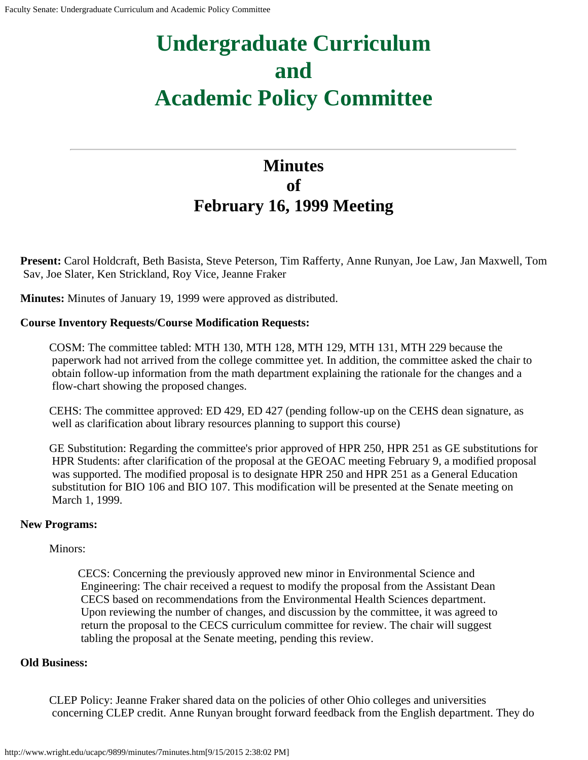# Undergraduate Curriculum and Academic Policy Committee

## Minutes of February 16, 1999 Meeting

**Present:** Carol Holdcraft, Beth Basista, Steve Peterson, Tim Rafferty, Anne Runyan, Joe Law, Jan Maxwell, Tom Sav, Joe Slater, Ken Strickland, Roy Vice, Jeanne Fraker

**Minutes:** Minutes of January 19, 1999 were approved as distributed.

**Course Inventory Requests/Course Modification Requests:**

COSM: The committee tabled: MTH 130, MTH 128, MTH 129, MTH 131, MTH 229 because the paperwork had not arrived from the college committee yet. In addition, the committee asked the chair to obtain follow-up information from the math department explaining the rationale for the changes and a flow-chart showing the proposed changes.

CEHS: The committee approved: ED 429, ED 427 (pending follow-up on the CEHS dean signature, as well as clarification about library resources planning to support this course)

GE Substitution: Regarding the committee's prior approved of HPR 250, HPR 251 as GE substitutions for HPR Students: after clarification of the proposal at the GEOAC meeting February 9, a modified proposal was supported. The modified proposal is to designate HPR 250 and HPR 251 as a General Education substitution for BIO 106 and BIO 107. This modification will be presented at the Senate meeting on March 1, 1999.

**New Programs:**

Minors:

CECS: Concerning the previously approved new minor in Environmental Science and Engineering: The chair received a request to modify the proposal from the Assistant Dean CECS based on recommendations from the Environmental Health Sciences department. Upon reviewing the number of changes, and discussion by the committee, it was agreed to return the proposal to the CECS curriculum committee for review. The chair will suggest tabling the proposal at the Senate meeting, pending this review.

**Old Business:**

CLEP Policy: Jeanne Fraker shared data on the policies of other Ohio colleges and universities concerning CLEP credit. Anne Runyan brought forward feedback from the English department. They do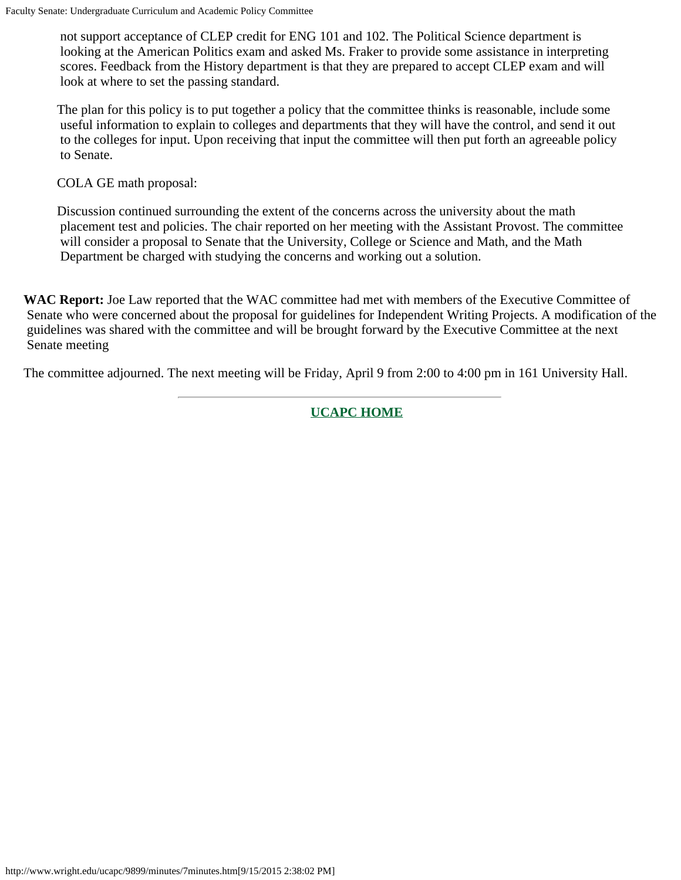not support acceptance of CLEP credit for ENG 101 and 102. The Political Science department is looking at the American Politics exam and asked Ms. Fraker to provide some assistance in interpreting scores. Feedback from the History department is that they are prepared to accept CLEP exam and will look at where to set the passing standard.

The plan for this policy is to put together a policy that the committee thinks is reasonable, include some useful information to explain to colleges and departments that they will have the control, and send it out to the colleges for input. Upon receiving that input the committee will then put forth an agreeable policy to Senate.

COLA GE math proposal:

Discussion continued surrounding the extent of the concerns across the university about the math placement test and policies. The chair reported on her meeting with the Assistant Provost. The committee will consider a proposal to Senate that the University, College or Science and Math, and the Math Department be charged with studying the concerns and working out a solution.

**WAC Report:** Joe Law reported that the WAC committee had met with members of the Executive Committee of Senate who were concerned about the proposal for guidelines for Independent Writing Projects. A modification of the guidelines was shared with the committee and will be brought forward by the Executive Committee at the next Senate meeting

The committee adjourned. The next meeting will be Friday, April 9 from 2:00 to 4:00 pm in 161 University Hall.

---

**UCAPC HOME**